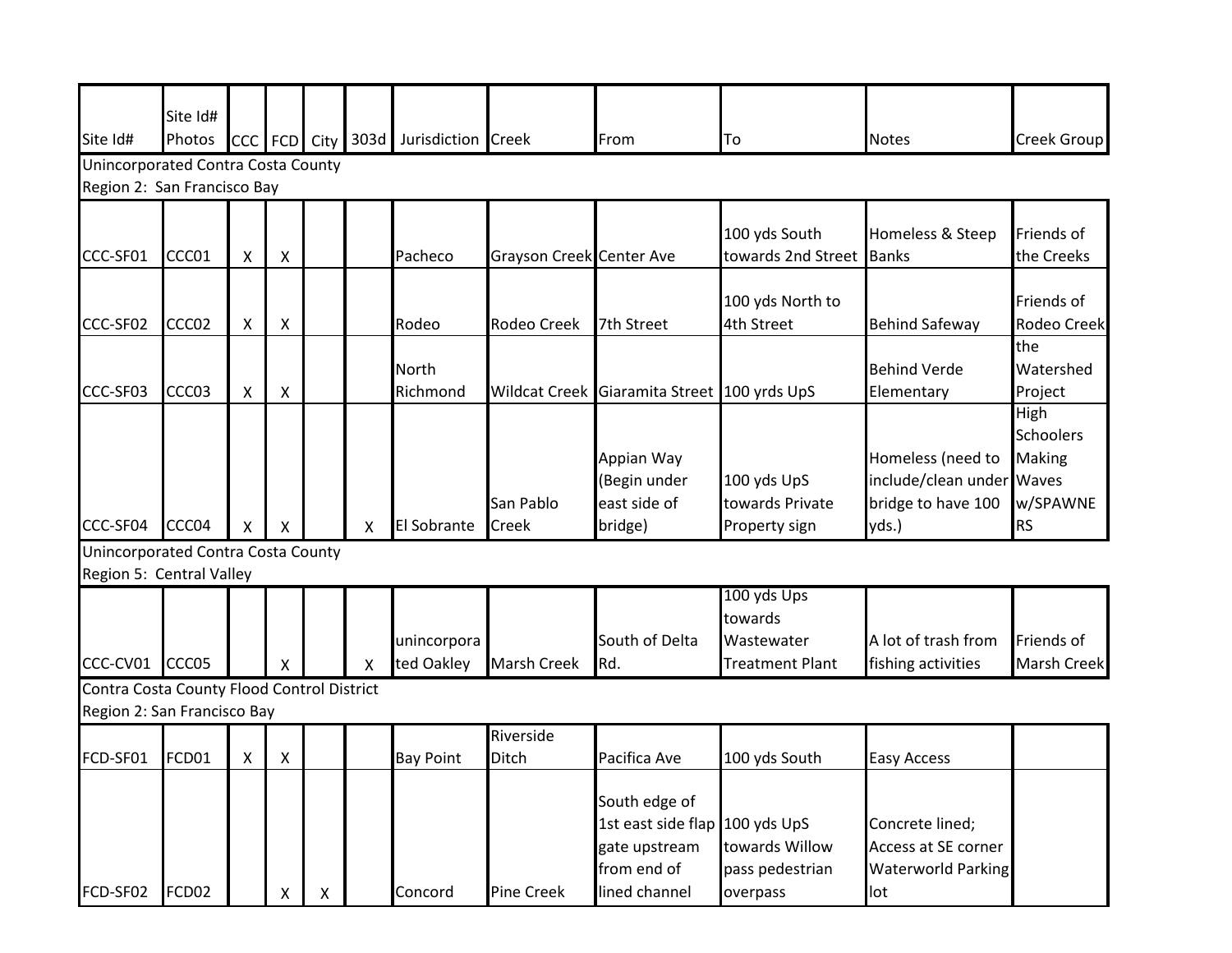| Site Id# | Site Id# Photos | CCC | FCD | City | 303d | Jurisdiction | Creek | From | To | Notes | Creek Group |
|---|---|---|---|---|---|---|---|---|---|---|---|
| Unincorporated Contra Costa County<br>Region 2: San Francisco Bay | | | | | | | | | | | |
| CCC-SF01 | CCC01 | X | X | | | Pacheco | Grayson Creek | Center Ave | 100 yds South towards 2nd Street | Homeless & Steep Banks | Friends of the Creeks |
| CCC-SF02 | CCC02 | X | X | | | Rodeo | Rodeo Creek | 7th Street | 100 yds North to 4th Street | Behind Safeway | Friends of Rodeo Creek |
| CCC-SF03 | CCC03 | X | X | | | North Richmond | Wildcat Creek | Giaramita Street | 100 yrds UpS | Behind Verde Elementary | the Watershed Project |
| CCC-SF04 | CCC04 | X | X | | X | El Sobrante | San Pablo Creek | Appian Way (Begin under east side of bridge) | 100 yds UpS towards Private Property sign | Homeless (need to include/clean under bridge to have 100 yds.) | High Schoolers Making Waves w/SPAWNERS |
| Unincorporated Contra Costa County<br>Region 5: Central Valley | | | | | | | | | | | |
| CCC-CV01 | CCC05 | | X | | X | unincorporated Oakley | Marsh Creek | South of Delta Rd. | 100 yds Ups towards Wastewater Treatment Plant | A lot of trash from fishing activities | Friends of Marsh Creek |
| Contra Costa County Flood Control District<br>Region 2: San Francisco Bay | | | | | | | | | | | |
| FCD-SF01 | FCD01 | X | X | | | Bay Point | Riverside Ditch | Pacifica Ave | 100 yds South | Easy Access | |
| FCD-SF02 | FCD02 | | X | X | | Concord | Pine Creek | South edge of 1st east side flap gate upstream from end of lined channel | 100 yds UpS towards Willow pass pedestrian overpass | Concrete lined; Access at SE corner Waterworld Parking lot | |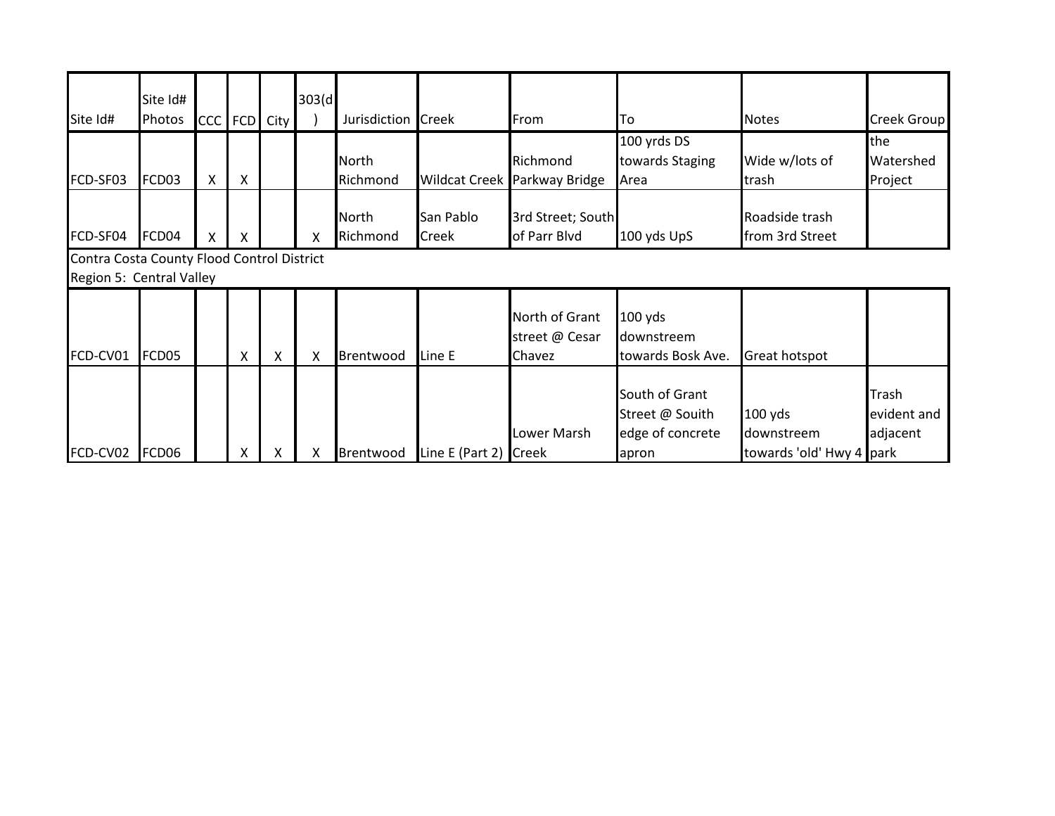| Site Id# | Site Id# Photos | CCC | FCD | City | 303(d) | Jurisdiction | Creek | From | To | Notes | Creek Group |
|---|---|---|---|---|---|---|---|---|---|---|---|
| FCD-SF03 | FCD03 | X | X | | | North Richmond | Wildcat Creek | Richmond Parkway Bridge | 100 yrds DS towards Staging Area | Wide w/lots of trash | the Watershed Project |
| FCD-SF04 | FCD04 | X | X | | X | North Richmond | San Pablo Creek | 3rd Street; South of Parr Blvd | 100 yds UpS | Roadside trash from 3rd Street | |

Contra Costa County Flood Control District
Region 5: Central Valley

| Site Id# | Site Id# Photos | CCC | FCD | City | 303(d) | Jurisdiction | Creek | From | To | Notes | Creek Group |
|---|---|---|---|---|---|---|---|---|---|---|---|
| FCD-CV01 | FCD05 | | X | X | X | Brentwood | Line E | North of Grant street @ Cesar Chavez | 100 yds downstreem towards Bosk Ave. | Great hotspot | |
| FCD-CV02 | FCD06 | | X | X | X | Brentwood | Line E (Part 2) | Lower Marsh Creek | South of Grant Street @ Souith edge of concrete apron | 100 yds downstreem towards 'old' Hwy 4 | Trash evident and adjacent park |